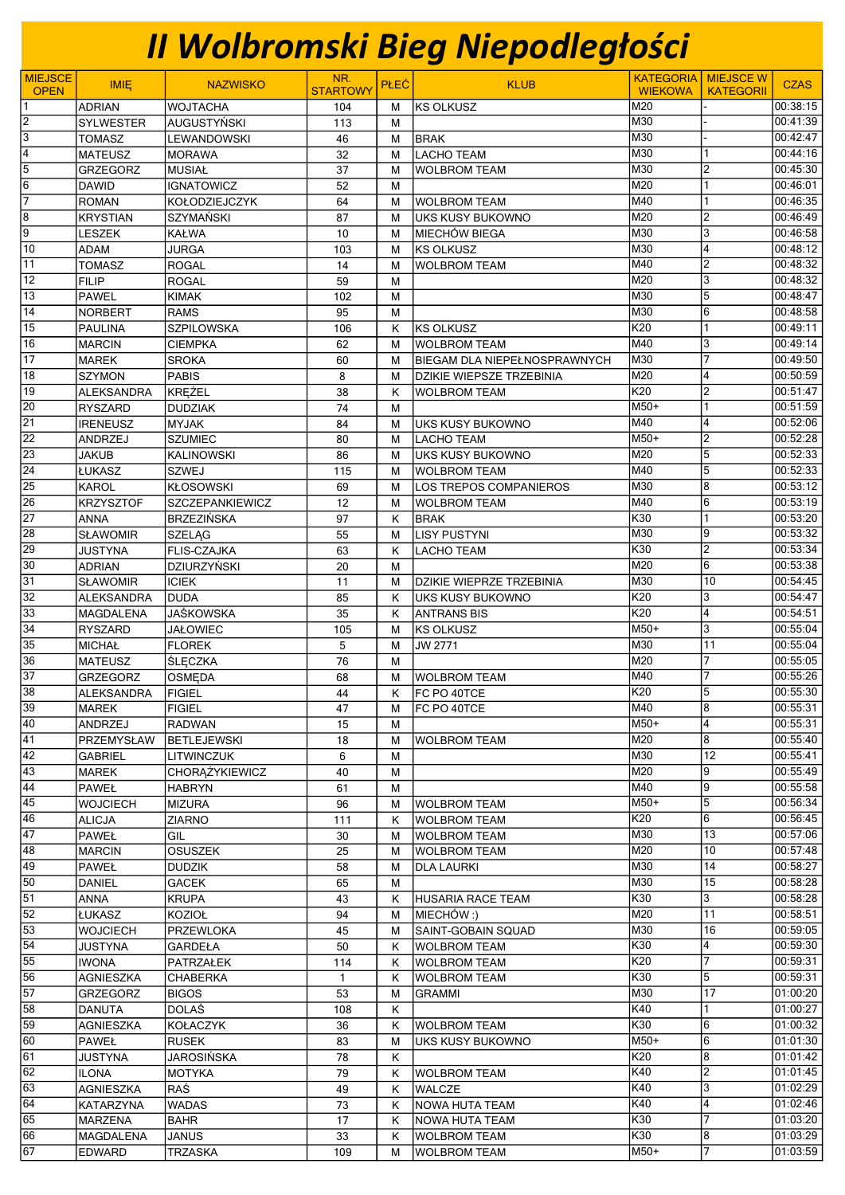# II Wolbromski Bieg Niepodległości

| MIEJSCE OPEN | IMIĘ | NAZWISKO | NR. STARTOWY | PŁEĆ | KLUB | KATEGORIA WIEKOWA | MIEJSCE W KATEGORII | CZAS |
|---|---|---|---|---|---|---|---|---|
| 1 | ADRIAN | WOJTACHA | 104 | M | KS OLKUSZ | M20 | - | 00:38:15 |
| 2 | SYLWESTER | AUGUSTYŃSKI | 113 | M | | M30 | - | 00:41:39 |
| 3 | TOMASZ | LEWANDOWSKI | 46 | M | BRAK | M30 | - | 00:42:47 |
| 4 | MATEUSZ | MORAWA | 32 | M | LACHO TEAM | M30 | 1 | 00:44:16 |
| 5 | GRZEGORZ | MUSIAŁ | 37 | M | WOLBROM TEAM | M30 | 2 | 00:45:30 |
| 6 | DAWID | IGNATOWICZ | 52 | M | | M20 | 1 | 00:46:01 |
| 7 | ROMAN | KOŁODZIEJCZYK | 64 | M | WOLBROM TEAM | M40 | 1 | 00:46:35 |
| 8 | KRYSTIAN | SZYMAŃSKI | 87 | M | UKS KUSY BUKOWNO | M20 | 2 | 00:46:49 |
| 9 | LESZEK | KAŁWA | 10 | M | MIECHÓW BIEGA | M30 | 3 | 00:46:58 |
| 10 | ADAM | JURGA | 103 | M | KS OLKUSZ | M30 | 4 | 00:48:12 |
| 11 | TOMASZ | ROGAL | 14 | M | WOLBROM TEAM | M40 | 2 | 00:48:32 |
| 12 | FILIP | ROGAL | 59 | M | | M20 | 3 | 00:48:32 |
| 13 | PAWEL | KIMAK | 102 | M | | M30 | 5 | 00:48:47 |
| 14 | NORBERT | RAMS | 95 | M | | M30 | 6 | 00:48:58 |
| 15 | PAULINA | SZPILOWSKA | 106 | K | KS OLKUSZ | K20 | 1 | 00:49:11 |
| 16 | MARCIN | CIEMPKA | 62 | M | WOLBROM TEAM | M40 | 3 | 00:49:14 |
| 17 | MAREK | SROKA | 60 | M | BIEGAM DLA NIEPEŁNOSPRAWNYCH | M30 | 7 | 00:49:50 |
| 18 | SZYMON | PABIS | 8 | M | DZIKIE WIEPSZE TRZEBINIA | M20 | 4 | 00:50:59 |
| 19 | ALEKSANDRA | KRĘŻEL | 38 | K | WOLBROM TEAM | K20 | 2 | 00:51:47 |
| 20 | RYSZARD | DUDZIAK | 74 | M | | M50+ | 1 | 00:51:59 |
| 21 | IRENEUSZ | MYJAK | 84 | M | UKS KUSY BUKOWNO | M40 | 4 | 00:52:06 |
| 22 | ANDRZEJ | SZUMIEC | 80 | M | LACHO TEAM | M50+ | 2 | 00:52:28 |
| 23 | JAKUB | KALINOWSKI | 86 | M | UKS KUSY BUKOWNO | M20 | 5 | 00:52:33 |
| 24 | ŁUKASZ | SZWEJ | 115 | M | WOLBROM TEAM | M40 | 5 | 00:52:33 |
| 25 | KAROL | KŁOSOWSKI | 69 | M | LOS TREPOS COMPANIEROS | M30 | 8 | 00:53:12 |
| 26 | KRZYSZTOF | SZCZEPANKIEWICZ | 12 | M | WOLBROM TEAM | M40 | 6 | 00:53:19 |
| 27 | ANNA | BRZEZIŃSKA | 97 | K | BRAK | K30 | 1 | 00:53:20 |
| 28 | SŁAWOMIR | SZELĄG | 55 | M | LISY PUSTYNI | M30 | 9 | 00:53:32 |
| 29 | JUSTYNA | FLIS-CZAJKA | 63 | K | LACHO TEAM | K30 | 2 | 00:53:34 |
| 30 | ADRIAN | DZIURZYŃSKI | 20 | M | | M20 | 6 | 00:53:38 |
| 31 | SŁAWOMIR | ICIEK | 11 | M | DZIKIE WIEPRZE TRZEBINIA | M30 | 10 | 00:54:45 |
| 32 | ALEKSANDRA | DUDA | 85 | K | UKS KUSY BUKOWNO | K20 | 3 | 00:54:47 |
| 33 | MAGDALENA | JAŚKOWSKA | 35 | K | ANTRANS BIS | K20 | 4 | 00:54:51 |
| 34 | RYSZARD | JAŁOWIEC | 105 | M | KS OLKUSZ | M50+ | 3 | 00:55:04 |
| 35 | MICHAŁ | FLOREK | 5 | M | JW 2771 | M30 | 11 | 00:55:04 |
| 36 | MATEUSZ | ŚLĘCZKA | 76 | M | | M20 | 7 | 00:55:05 |
| 37 | GRZEGORZ | OSMĘDA | 68 | M | WOLBROM TEAM | M40 | 7 | 00:55:26 |
| 38 | ALEKSANDRA | FIGIEL | 44 | K | FC PO 40TCE | K20 | 5 | 00:55:30 |
| 39 | MAREK | FIGIEL | 47 | M | FC PO 40TCE | M40 | 8 | 00:55:31 |
| 40 | ANDRZEJ | RADWAN | 15 | M | | M50+ | 4 | 00:55:31 |
| 41 | PRZEMYSŁAW | BETLEJEWSKI | 18 | M | WOLBROM TEAM | M20 | 8 | 00:55:40 |
| 42 | GABRIEL | LITWINCZUK | 6 | M | | M30 | 12 | 00:55:41 |
| 43 | MAREK | CHORĄŻYKIEWICZ | 40 | M | | M20 | 9 | 00:55:49 |
| 44 | PAWEŁ | HABRYN | 61 | M | | M40 | 9 | 00:55:58 |
| 45 | WOJCIECH | MIZURA | 96 | M | WOLBROM TEAM | M50+ | 5 | 00:56:34 |
| 46 | ALICJA | ZIARNO | 111 | K | WOLBROM TEAM | K20 | 6 | 00:56:45 |
| 47 | PAWEŁ | GIL | 30 | M | WOLBROM TEAM | M30 | 13 | 00:57:06 |
| 48 | MARCIN | OSUSZEK | 25 | M | WOLBROM TEAM | M20 | 10 | 00:57:48 |
| 49 | PAWEŁ | DUDZIK | 58 | M | DLA LAURKI | M30 | 14 | 00:58:27 |
| 50 | DANIEL | GACEK | 65 | M | | M30 | 15 | 00:58:28 |
| 51 | ANNA | KRUPA | 43 | K | HUSARIA RACE TEAM | K30 | 3 | 00:58:28 |
| 52 | ŁUKASZ | KOZIOŁ | 94 | M | MIECHÓW :) | M20 | 11 | 00:58:51 |
| 53 | WOJCIECH | PRZEWLOKA | 45 | M | SAINT-GOBAIN SQUAD | M30 | 16 | 00:59:05 |
| 54 | JUSTYNA | GARDEŁA | 50 | K | WOLBROM TEAM | K30 | 4 | 00:59:30 |
| 55 | IWONA | PATRZAŁEK | 114 | K | WOLBROM TEAM | K20 | 7 | 00:59:31 |
| 56 | AGNIESZKA | CHABERKA | 1 | K | WOLBROM TEAM | K30 | 5 | 00:59:31 |
| 57 | GRZEGORZ | BIGOS | 53 | M | GRAMMI | M30 | 17 | 01:00:20 |
| 58 | DANUTA | DOLAŚ | 108 | K | | K40 | 1 | 01:00:27 |
| 59 | AGNIESZKA | KOŁACZYK | 36 | K | WOLBROM TEAM | K30 | 6 | 01:00:32 |
| 60 | PAWEŁ | RUSEK | 83 | M | UKS KUSY BUKOWNO | M50+ | 6 | 01:01:30 |
| 61 | JUSTYNA | JAROSIŃSKA | 78 | K | | K20 | 8 | 01:01:42 |
| 62 | ILONA | MOTYKA | 79 | K | WOLBROM TEAM | K40 | 2 | 01:01:45 |
| 63 | AGNIESZKA | RAŚ | 49 | K | WALCZE | K40 | 3 | 01:02:29 |
| 64 | KATARZYNA | WADAS | 73 | K | NOWA HUTA TEAM | K40 | 4 | 01:02:46 |
| 65 | MARZENA | BAHR | 17 | K | NOWA HUTA TEAM | K30 | 7 | 01:03:20 |
| 66 | MAGDALENA | JANUS | 33 | K | WOLBROM TEAM | K30 | 8 | 01:03:29 |
| 67 | EDWARD | TRZASKA | 109 | M | WOLBROM TEAM | M50+ | 7 | 01:03:59 |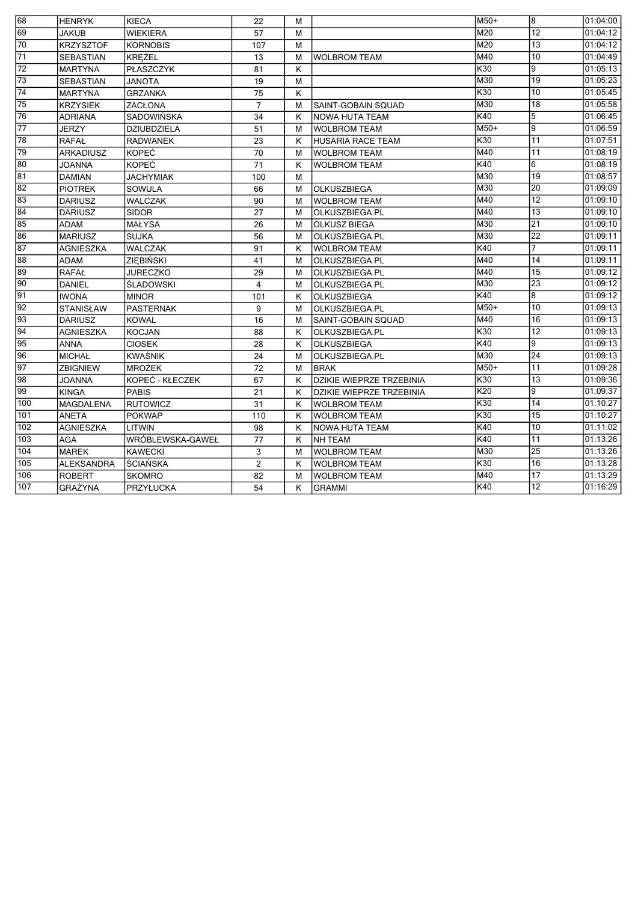| | | | | | | | | |
|---|---|---|---|---|---|---|---|---|
| 68 | HENRYK | KIECA | 22 | M | | M50+ | 8 | 01:04:00 |
| 69 | JAKUB | WIEKIERA | 57 | M | | M20 | 12 | 01:04:12 |
| 70 | KRZYSZTOF | KORNOBIS | 107 | M | | M20 | 13 | 01:04:12 |
| 71 | SEBASTIAN | KRĘŻEL | 13 | M | WOLBROM TEAM | M40 | 10 | 01:04:49 |
| 72 | MARTYNA | PŁASZCZYK | 81 | K | | K30 | 9 | 01:05:13 |
| 73 | SEBASTIAN | JANOTA | 19 | M | | M30 | 19 | 01:05:23 |
| 74 | MARTYNA | GRZANKA | 75 | K | | K30 | 10 | 01:05:45 |
| 75 | KRZYSIEK | ZACŁONA | 7 | M | SAINT-GOBAIN SQUAD | M30 | 18 | 01:05:58 |
| 76 | ADRIANA | SADOWIŃSKA | 34 | K | NOWA HUTA TEAM | K40 | 5 | 01:06:45 |
| 77 | JERZY | DZIUBDZIELA | 51 | M | WOLBROM TEAM | M50+ | 9 | 01:06:59 |
| 78 | RAFAŁ | RADWANEK | 23 | K | HUSARIA RACE TEAM | K30 | 11 | 01:07:51 |
| 79 | ARKADIUSZ | KOPEĆ | 70 | M | WOLBROM TEAM | M40 | 11 | 01:08:19 |
| 80 | JOANNA | KOPEĆ | 71 | K | WOLBROM TEAM | K40 | 6 | 01:08:19 |
| 81 | DAMIAN | JACHYMIAK | 100 | M | | M30 | 19 | 01:08:57 |
| 82 | PIOTREK | SOWULA | 66 | M | OLKUSZBIEGA | M30 | 20 | 01:09:09 |
| 83 | DARIUSZ | WALCZAK | 90 | M | WOLBROM TEAM | M40 | 12 | 01:09:10 |
| 84 | DARIUSZ | SIDOR | 27 | M | OLKUSZBIEGA.PL | M40 | 13 | 01:09:10 |
| 85 | ADAM | MAŁYSA | 26 | M | OLKUSZ BIEGA | M30 | 21 | 01:09:10 |
| 86 | MARIUSZ | SUJKA | 56 | M | OLKUSZBIEGA.PL | M30 | 22 | 01:09:11 |
| 87 | AGNIESZKA | WALCZAK | 91 | K | WOLBROM TEAM | K40 | 7 | 01:09:11 |
| 88 | ADAM | ZIĘBIŃSKI | 41 | M | OLKUSZBIEGA.PL | M40 | 14 | 01:09:11 |
| 89 | RAFAŁ | JURECZKO | 29 | M | OLKUSZBIEGA.PL | M40 | 15 | 01:09:12 |
| 90 | DANIEL | ŚLADOWSKI | 4 | M | OLKUSZBIEGA.PL | M30 | 23 | 01:09:12 |
| 91 | IWONA | MINOR | 101 | K | OLKUSZBIEGA | K40 | 8 | 01:09:12 |
| 92 | STANISŁAW | PASTERNAK | 9 | M | OLKUSZBIEGA.PL | M50+ | 10 | 01:09:13 |
| 93 | DARIUSZ | KOWAL | 16 | M | SAINT-GOBAIN SQUAD | M40 | 16 | 01:09:13 |
| 94 | AGNIESZKA | KOCJAN | 88 | K | OLKUSZBIEGA.PL | K30 | 12 | 01:09:13 |
| 95 | ANNA | CIOSEK | 28 | K | OLKUSZBIEGA | K40 | 9 | 01:09:13 |
| 96 | MICHAŁ | KWAŚNIK | 24 | M | OLKUSZBIEGA.PL | M30 | 24 | 01:09:13 |
| 97 | ZBIGNIEW | MROŻEK | 72 | M | BRAK | M50+ | 11 | 01:09:28 |
| 98 | JOANNA | KOPEĆ - KŁECZEK | 67 | K | DZIKIE WIEPRZE TRZEBINIA | K30 | 13 | 01:09:36 |
| 99 | KINGA | PABIS | 21 | K | DZIKIE WIEPRZE TRZEBINIA | K20 | 9 | 01:09:37 |
| 100 | MAGDALENA | RUTOWICZ | 31 | K | WOLBROM TEAM | K30 | 14 | 01:10:27 |
| 101 | ANETA | POKWAP | 110 | K | WOLBROM TEAM | K30 | 15 | 01:10:27 |
| 102 | AGNIESZKA | LITWIN | 98 | K | NOWA HUTA TEAM | K40 | 10 | 01:11:02 |
| 103 | AGA | WRÓBLEWSKA-GAWEŁ | 77 | K | NH TEAM | K40 | 11 | 01:13:26 |
| 104 | MAREK | KAWECKI | 3 | M | WOLBROM TEAM | M30 | 25 | 01:13:26 |
| 105 | ALEKSANDRA | ŚCIAŃSKA | 2 | K | WOLBROM TEAM | K30 | 16 | 01:13:28 |
| 106 | ROBERT | SKOMRO | 82 | M | WOLBROM TEAM | M40 | 17 | 01:13:29 |
| 107 | GRAŻYNA | PRZYŁUCKA | 54 | K | GRAMMI | K40 | 12 | 01:16:29 |